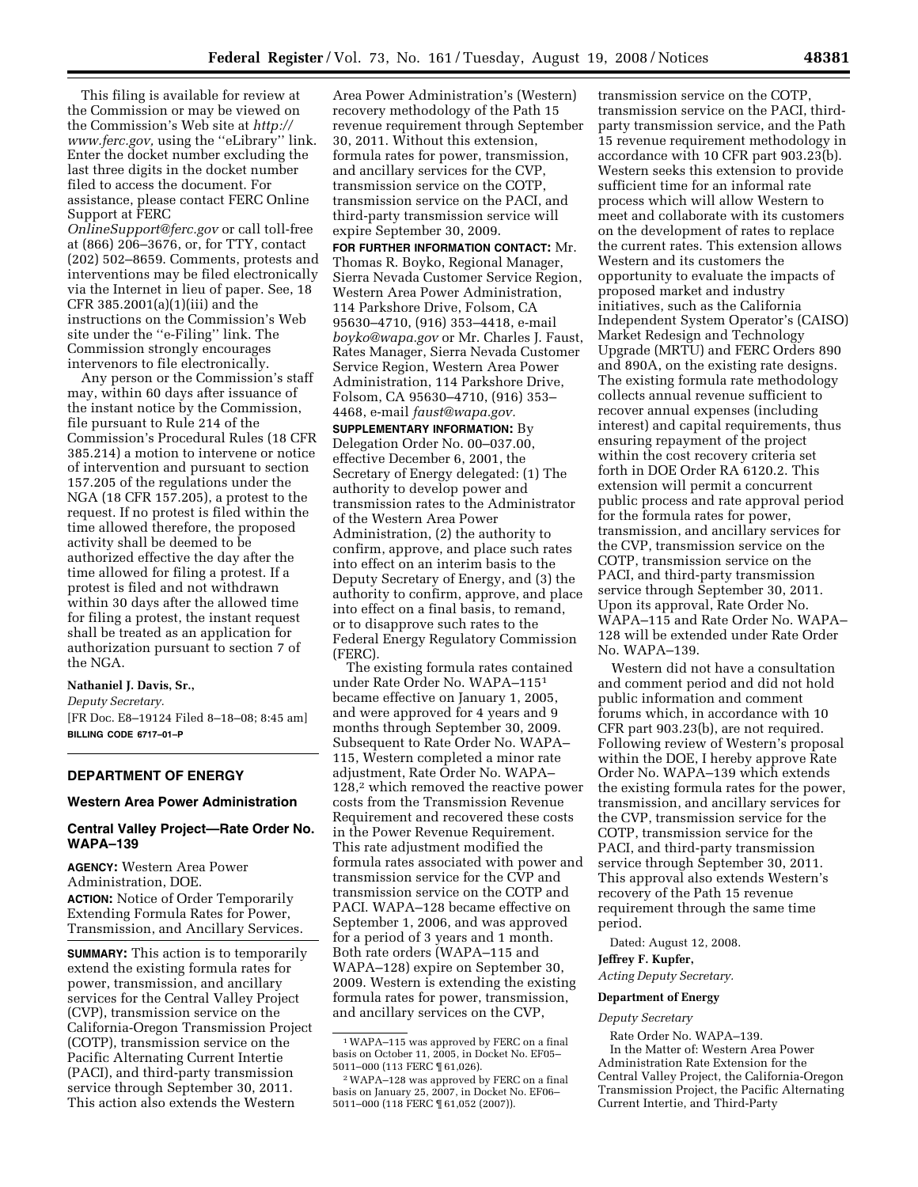This filing is available for review at the Commission or may be viewed on the Commission's Web site at *http://www.ferc.gov*, using the ''eLibrary'' link. Enter the docket number excluding the last three digits in the docket number filed to access the document. For assistance, please contact FERC Online Support at FERC *OnlineSupport@ferc.gov* or call toll-free at (866) 206–3676, or, for TTY, contact (202) 502–8659. Comments, protests and interventions may be filed electronically via the Internet in lieu of paper. See, 18 CFR 385.2001(a)(1)(iii) and the instructions on the Commission's Web site under the ''e-Filing'' link. The Commission strongly encourages intervenors to file electronically.

Any person or the Commission's staff may, within 60 days after issuance of the instant notice by the Commission, file pursuant to Rule 214 of the Commission's Procedural Rules (18 CFR 385.214) a motion to intervene or notice of intervention and pursuant to section 157.205 of the regulations under the NGA (18 CFR 157.205), a protest to the request. If no protest is filed within the time allowed therefore, the proposed activity shall be deemed to be authorized effective the day after the time allowed for filing a protest. If a protest is filed and not withdrawn within 30 days after the allowed time for filing a protest, the instant request shall be treated as an application for authorization pursuant to section 7 of the NGA.

**Nathaniel J. Davis, Sr.,**

*Deputy Secretary.*

[FR Doc. E8–19124 Filed 8–18–08; 8:45 am]

**BILLING CODE 6717–01–P**

## DEPARTMENT OF ENERGY

### Western Area Power Administration

### Central Valley Project—Rate Order No. WAPA–139

**AGENCY:** Western Area Power Administration, DOE.

**ACTION:** Notice of Order Temporarily Extending Formula Rates for Power, Transmission, and Ancillary Services.

**SUMMARY:** This action is to temporarily extend the existing formula rates for power, transmission, and ancillary services for the Central Valley Project (CVP), transmission service on the California-Oregon Transmission Project (COTP), transmission service on the Pacific Alternating Current Intertie (PACI), and third-party transmission service through September 30, 2011. This action also extends the Western Area Power Administration's (Western) recovery methodology of the Path 15 revenue requirement through September 30, 2011. Without this extension, formula rates for power, transmission, and ancillary services for the CVP, transmission service on the COTP, transmission service on the PACI, and third-party transmission service will expire September 30, 2009.

**FOR FURTHER INFORMATION CONTACT:** Mr. Thomas R. Boyko, Regional Manager, Sierra Nevada Customer Service Region, Western Area Power Administration, 114 Parkshore Drive, Folsom, CA 95630–4710, (916) 353–4418, e-mail *boyko@wapa.gov* or Mr. Charles J. Faust, Rates Manager, Sierra Nevada Customer Service Region, Western Area Power Administration, 114 Parkshore Drive, Folsom, CA 95630–4710, (916) 353–4468, e-mail *faust@wapa.gov.*

**SUPPLEMENTARY INFORMATION:** By Delegation Order No. 00–037.00, effective December 6, 2001, the Secretary of Energy delegated: (1) The authority to develop power and transmission rates to the Administrator of the Western Area Power Administration, (2) the authority to confirm, approve, and place such rates into effect on an interim basis to the Deputy Secretary of Energy, and (3) the authority to confirm, approve, and place into effect on a final basis, to remand, or to disapprove such rates to the Federal Energy Regulatory Commission (FERC).

The existing formula rates contained under Rate Order No. WAPA–115[1] became effective on January 1, 2005, and were approved for 4 years and 9 months through September 30, 2009. Subsequent to Rate Order No. WAPA–115, Western completed a minor rate adjustment, Rate Order No. WAPA–128,[2] which removed the reactive power costs from the Transmission Revenue Requirement and recovered these costs in the Power Revenue Requirement. This rate adjustment modified the formula rates associated with power and transmission service for the CVP and transmission service on the COTP and PACI. WAPA–128 became effective on September 1, 2006, and was approved for a period of 3 years and 1 month. Both rate orders (WAPA–115 and WAPA–128) expire on September 30, 2009. Western is extending the existing formula rates for power, transmission, and ancillary services on the CVP, transmission service on the COTP, transmission service on the PACI, third-party transmission service, and the Path 15 revenue requirement methodology in accordance with 10 CFR part 903.23(b). Western seeks this extension to provide sufficient time for an informal rate process which will allow Western to meet and collaborate with its customers on the development of rates to replace the current rates. This extension allows Western and its customers the opportunity to evaluate the impacts of proposed market and industry initiatives, such as the California Independent System Operator's (CAISO) Market Redesign and Technology Upgrade (MRTU) and FERC Orders 890 and 890A, on the existing rate designs. The existing formula rate methodology collects annual revenue sufficient to recover annual expenses (including interest) and capital requirements, thus ensuring repayment of the project within the cost recovery criteria set forth in DOE Order RA 6120.2. This extension will permit a concurrent public process and rate approval period for the formula rates for power, transmission, and ancillary services for the CVP, transmission service on the COTP, transmission service on the PACI, and third-party transmission service through September 30, 2011. Upon its approval, Rate Order No. WAPA–115 and Rate Order No. WAPA–128 will be extended under Rate Order No. WAPA–139.

Western did not have a consultation and comment period and did not hold public information and comment forums which, in accordance with 10 CFR part 903.23(b), are not required. Following review of Western's proposal within the DOE, I hereby approve Rate Order No. WAPA–139 which extends the existing formula rates for the power, transmission, and ancillary services for the CVP, transmission service for the COTP, transmission service for the PACI, and third-party transmission service through September 30, 2011. This approval also extends Western's recovery of the Path 15 revenue requirement through the same time period.

Dated: August 12, 2008.

**Jeffrey F. Kupfer,**

*Acting Deputy Secretary.*

**Department of Energy**

*Deputy Secretary*

Rate Order No. WAPA–139.

In the Matter of: Western Area Power Administration Rate Extension for the Central Valley Project, the California-Oregon Transmission Project, the Pacific Alternating Current Intertie, and Third-Party

---

[1] WAPA–115 was approved by FERC on a final basis on October 11, 2005, in Docket No. EF05–5011–000 (113 FERC ¶ 61,026).

[2] WAPA–128 was approved by FERC on a final basis on January 25, 2007, in Docket No. EF06–5011–000 (118 FERC ¶ 61,052 (2007)).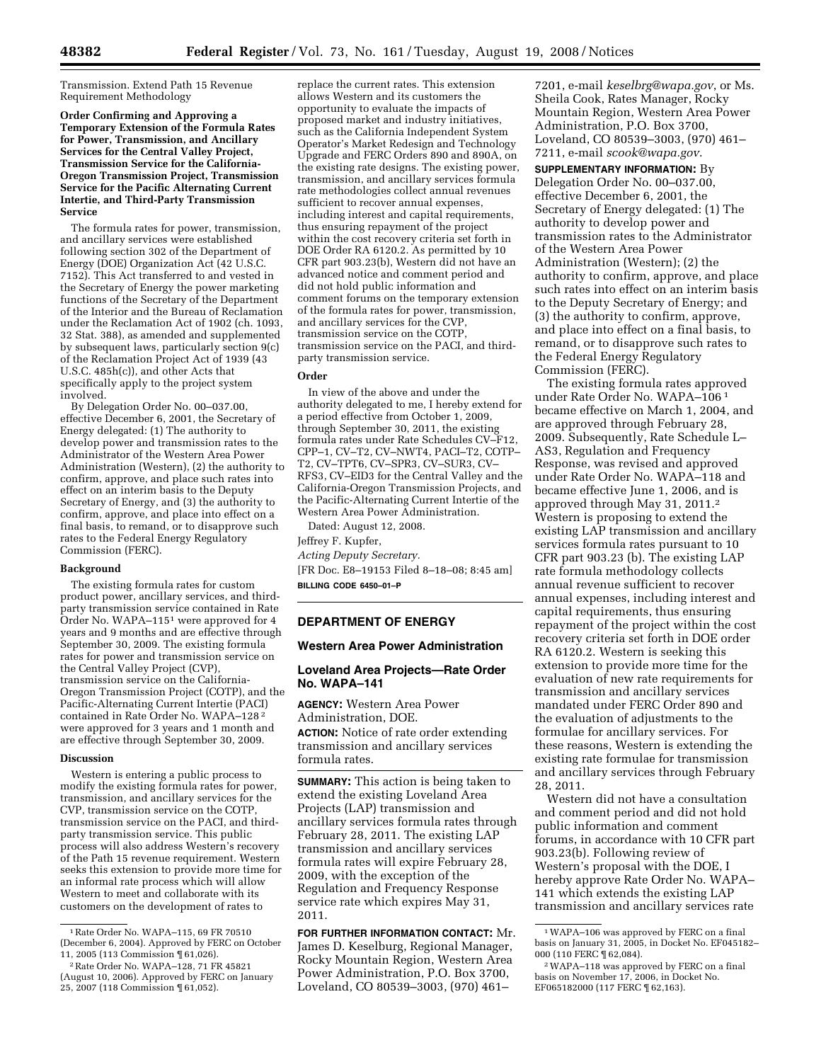Transmission. Extend Path 15 Revenue Requirement Methodology

**Order Confirming and Approving a Temporary Extension of the Formula Rates for Power, Transmission, and Ancillary Services for the Central Valley Project, Transmission Service for the California-Oregon Transmission Project, Transmission Service for the Pacific Alternating Current Intertie, and Third-Party Transmission Service**

The formula rates for power, transmission, and ancillary services were established following section 302 of the Department of Energy (DOE) Organization Act (42 U.S.C. 7152). This Act transferred to and vested in the Secretary of Energy the power marketing functions of the Secretary of the Department of the Interior and the Bureau of Reclamation under the Reclamation Act of 1902 (ch. 1093, 32 Stat. 388), as amended and supplemented by subsequent laws, particularly section 9(c) of the Reclamation Project Act of 1939 (43 U.S.C. 485h(c)), and other Acts that specifically apply to the project system involved.

By Delegation Order No. 00–037.00, effective December 6, 2001, the Secretary of Energy delegated: (1) The authority to develop power and transmission rates to the Administrator of the Western Area Power Administration (Western), (2) the authority to confirm, approve, and place such rates into effect on an interim basis to the Deputy Secretary of Energy, and (3) the authority to confirm, approve, and place into effect on a final basis, to remand, or to disapprove such rates to the Federal Energy Regulatory Commission (FERC).

**Background**

The existing formula rates for custom product power, ancillary services, and third-party transmission service contained in Rate Order No. WAPA–115[1] were approved for 4 years and 9 months and are effective through September 30, 2009. The existing formula rates for power and transmission service on the Central Valley Project (CVP), transmission service on the California-Oregon Transmission Project (COTP), and the Pacific-Alternating Current Intertie (PACI) contained in Rate Order No. WAPA–128[2] were approved for 3 years and 1 month and are effective through September 30, 2009.

**Discussion**

Western is entering a public process to modify the existing formula rates for power, transmission, and ancillary services for the CVP, transmission service on the COTP, transmission service on the PACI, and third-party transmission service. This public process will also address Western's recovery of the Path 15 revenue requirement. Western seeks this extension to provide more time for an informal rate process which will allow Western to meet and collaborate with its customers on the development of rates to replace the current rates. This extension allows Western and its customers the opportunity to evaluate the impacts of proposed market and industry initiatives, such as the California Independent System Operator's Market Redesign and Technology Upgrade and FERC Orders 890 and 890A, on the existing rate designs. The existing power, transmission, and ancillary services formula rate methodologies collect annual revenues sufficient to recover annual expenses, including interest and capital requirements, thus ensuring repayment of the project within the cost recovery criteria set forth in DOE Order RA 6120.2. As permitted by 10 CFR part 903.23(b), Western did not have an advanced notice and comment period and did not hold public information and comment forums on the temporary extension of the formula rates for power, transmission, and ancillary services for the CVP, transmission service on the COTP, transmission service on the PACI, and third-party transmission service.

**Order**

In view of the above and under the authority delegated to me, I hereby extend for a period effective from October 1, 2009, through September 30, 2011, the existing formula rates under Rate Schedules CV–F12, CPP–1, CV–T2, CV–NWT4, PACI–T2, COTP–T2, CV–TPT6, CV–SPR3, CV–SUR3, CV–RFS3, CV–EID3 for the Central Valley and the California-Oregon Transmission Projects, and the Pacific-Alternating Current Intertie of the Western Area Power Administration.

Dated: August 12, 2008.

Jeffrey F. Kupfer,

*Acting Deputy Secretary.*

[FR Doc. E8–19153 Filed 8–18–08; 8:45 am]

**BILLING CODE 6450–01–P**

[1] Rate Order No. WAPA–115, 69 FR 70510 (December 6, 2004). Approved by FERC on October 11, 2005 (113 Commission ¶ 61,026).

[2] Rate Order No. WAPA–128, 71 FR 45821 (August 10, 2006). Approved by FERC on January 25, 2007 (118 Commission ¶ 61,052).

## DEPARTMENT OF ENERGY

### Western Area Power Administration

### Loveland Area Projects—Rate Order No. WAPA–141

**AGENCY:** Western Area Power Administration, DOE.

**ACTION:** Notice of rate order extending transmission and ancillary services formula rates.

**SUMMARY:** This action is being taken to extend the existing Loveland Area Projects (LAP) transmission and ancillary services formula rates through February 28, 2011. The existing LAP transmission and ancillary services formula rates will expire February 28, 2009, with the exception of the Regulation and Frequency Response service rate which expires May 31, 2011.

**FOR FURTHER INFORMATION CONTACT:** Mr. James D. Keselburg, Regional Manager, Rocky Mountain Region, Western Area Power Administration, P.O. Box 3700, Loveland, CO 80539–3003, (970) 461–7201, e-mail *keselbrg@wapa.gov*, or Ms. Sheila Cook, Rates Manager, Rocky Mountain Region, Western Area Power Administration, P.O. Box 3700, Loveland, CO 80539–3003, (970) 461–7211, e-mail *scook@wapa.gov*.

**SUPPLEMENTARY INFORMATION:** By Delegation Order No. 00–037.00, effective December 6, 2001, the Secretary of Energy delegated: (1) The authority to develop power and transmission rates to the Administrator of the Western Area Power Administration (Western); (2) the authority to confirm, approve, and place such rates into effect on an interim basis to the Deputy Secretary of Energy; and (3) the authority to confirm, approve, and place into effect on a final basis, to remand, or to disapprove such rates to the Federal Energy Regulatory Commission (FERC).

The existing formula rates approved under Rate Order No. WAPA–106[1] became effective on March 1, 2004, and are approved through February 28, 2009. Subsequently, Rate Schedule L–AS3, Regulation and Frequency Response, was revised and approved under Rate Order No. WAPA–118 and became effective June 1, 2006, and is approved through May 31, 2011.[2] Western is proposing to extend the existing LAP transmission and ancillary services formula rates pursuant to 10 CFR part 903.23 (b). The existing LAP rate formula methodology collects annual revenue sufficient to recover annual expenses, including interest and capital requirements, thus ensuring repayment of the project within the cost recovery criteria set forth in DOE order RA 6120.2. Western is seeking this extension to provide more time for the evaluation of new rate requirements for transmission and ancillary services mandated under FERC Order 890 and the evaluation of adjustments to the formulae for ancillary services. For these reasons, Western is extending the existing rate formulae for transmission and ancillary services through February 28, 2011.

Western did not have a consultation and comment period and did not hold public information and comment forums, in accordance with 10 CFR part 903.23(b). Following review of Western's proposal with the DOE, I hereby approve Rate Order No. WAPA–141 which extends the existing LAP transmission and ancillary services rate

[1] WAPA–106 was approved by FERC on a final basis on January 31, 2005, in Docket No. EF045182–000 (110 FERC ¶ 62,084).

[2] WAPA–118 was approved by FERC on a final basis on November 17, 2006, in Docket No. EF065182000 (117 FERC ¶ 62,163).